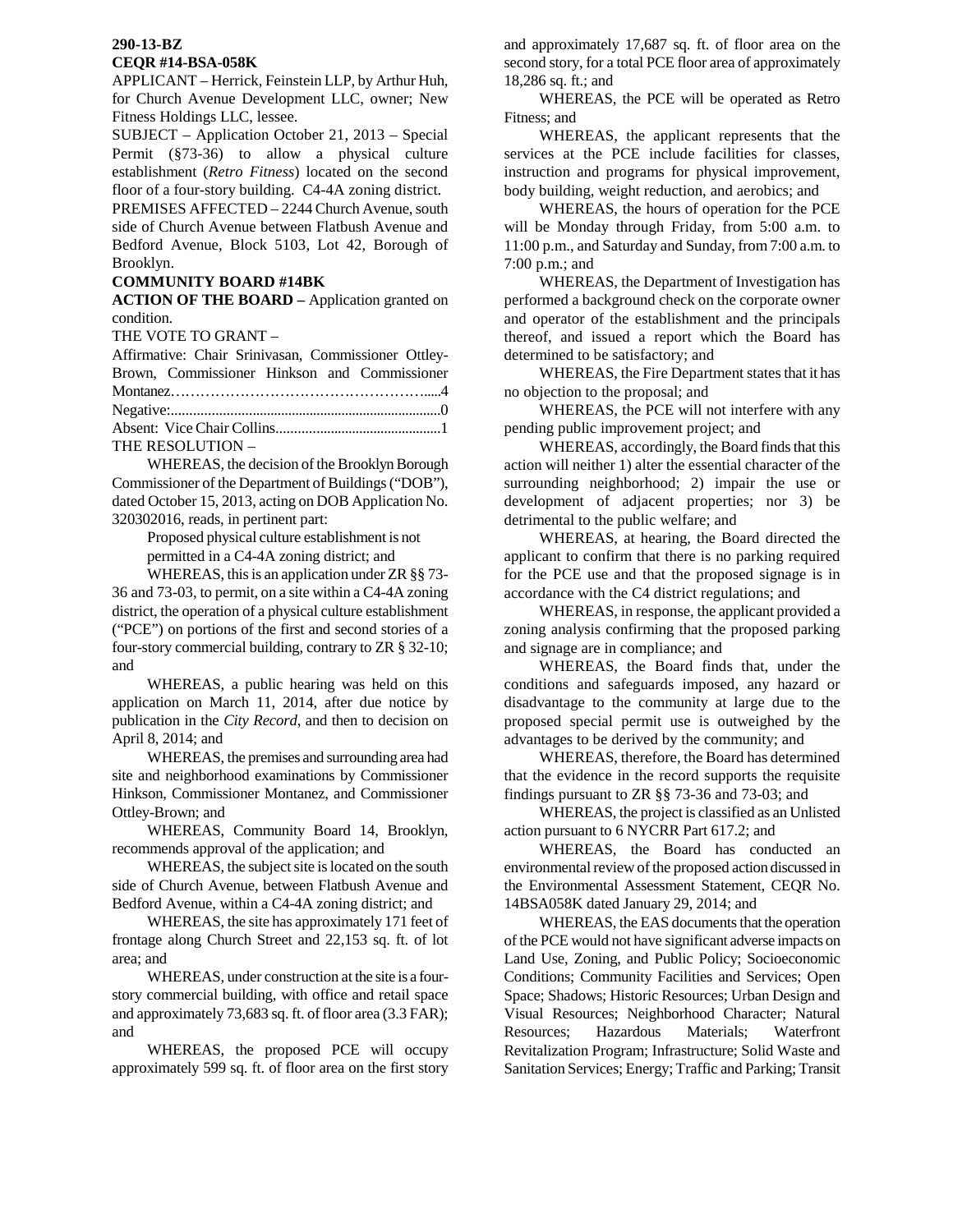**290-13-BZ**
**CEQR #14-BSA-058K**

APPLICANT – Herrick, Feinstein LLP, by Arthur Huh, for Church Avenue Development LLC, owner; New Fitness Holdings LLC, lessee.

SUBJECT – Application October 21, 2013 – Special Permit (§73-36) to allow a physical culture establishment (*Retro Fitness*) located on the second floor of a four-story building. C4-4A zoning district.

PREMISES AFFECTED – 2244 Church Avenue, south side of Church Avenue between Flatbush Avenue and Bedford Avenue, Block 5103, Lot 42, Borough of Brooklyn.

**COMMUNITY BOARD #14BK**

**ACTION OF THE BOARD –** Application granted on condition.

THE VOTE TO GRANT –

Affirmative: Chair Srinivasan, Commissioner Ottley-Brown, Commissioner Hinkson and Commissioner Montanez…………………………………………….....4

Negative:..........................................................................0

Absent: Vice Chair Collins.............................................1

THE RESOLUTION –

WHEREAS, the decision of the Brooklyn Borough Commissioner of the Department of Buildings ("DOB"), dated October 15, 2013, acting on DOB Application No. 320302016, reads, in pertinent part:

> Proposed physical culture establishment is not permitted in a C4-4A zoning district; and

WHEREAS, this is an application under ZR §§ 73-36 and 73-03, to permit, on a site within a C4-4A zoning district, the operation of a physical culture establishment ("PCE") on portions of the first and second stories of a four-story commercial building, contrary to ZR § 32-10; and

WHEREAS, a public hearing was held on this application on March 11, 2014, after due notice by publication in the *City Record*, and then to decision on April 8, 2014; and

WHEREAS, the premises and surrounding area had site and neighborhood examinations by Commissioner Hinkson, Commissioner Montanez, and Commissioner Ottley-Brown; and

WHEREAS, Community Board 14, Brooklyn, recommends approval of the application; and

WHEREAS, the subject site is located on the south side of Church Avenue, between Flatbush Avenue and Bedford Avenue, within a C4-4A zoning district; and

WHEREAS, the site has approximately 171 feet of frontage along Church Street and 22,153 sq. ft. of lot area; and

WHEREAS, under construction at the site is a four-story commercial building, with office and retail space and approximately 73,683 sq. ft. of floor area (3.3 FAR); and

WHEREAS, the proposed PCE will occupy approximately 599 sq. ft. of floor area on the first story and approximately 17,687 sq. ft. of floor area on the second story, for a total PCE floor area of approximately 18,286 sq. ft.; and

WHEREAS, the PCE will be operated as Retro Fitness; and

WHEREAS, the applicant represents that the services at the PCE include facilities for classes, instruction and programs for physical improvement, body building, weight reduction, and aerobics; and

WHEREAS, the hours of operation for the PCE will be Monday through Friday, from 5:00 a.m. to 11:00 p.m., and Saturday and Sunday, from 7:00 a.m. to 7:00 p.m.; and

WHEREAS, the Department of Investigation has performed a background check on the corporate owner and operator of the establishment and the principals thereof, and issued a report which the Board has determined to be satisfactory; and

WHEREAS, the Fire Department states that it has no objection to the proposal; and

WHEREAS, the PCE will not interfere with any pending public improvement project; and

WHEREAS, accordingly, the Board finds that this action will neither 1) alter the essential character of the surrounding neighborhood; 2) impair the use or development of adjacent properties; nor 3) be detrimental to the public welfare; and

WHEREAS, at hearing, the Board directed the applicant to confirm that there is no parking required for the PCE use and that the proposed signage is in accordance with the C4 district regulations; and

WHEREAS, in response, the applicant provided a zoning analysis confirming that the proposed parking and signage are in compliance; and

WHEREAS, the Board finds that, under the conditions and safeguards imposed, any hazard or disadvantage to the community at large due to the proposed special permit use is outweighed by the advantages to be derived by the community; and

WHEREAS, therefore, the Board has determined that the evidence in the record supports the requisite findings pursuant to ZR §§ 73-36 and 73-03; and

WHEREAS, the project is classified as an Unlisted action pursuant to 6 NYCRR Part 617.2; and

WHEREAS, the Board has conducted an environmental review of the proposed action discussed in the Environmental Assessment Statement, CEQR No. 14BSA058K dated January 29, 2014; and

WHEREAS, the EAS documents that the operation of the PCE would not have significant adverse impacts on Land Use, Zoning, and Public Policy; Socioeconomic Conditions; Community Facilities and Services; Open Space; Shadows; Historic Resources; Urban Design and Visual Resources; Neighborhood Character; Natural Resources; Hazardous Materials; Waterfront Revitalization Program; Infrastructure; Solid Waste and Sanitation Services; Energy; Traffic and Parking; Transit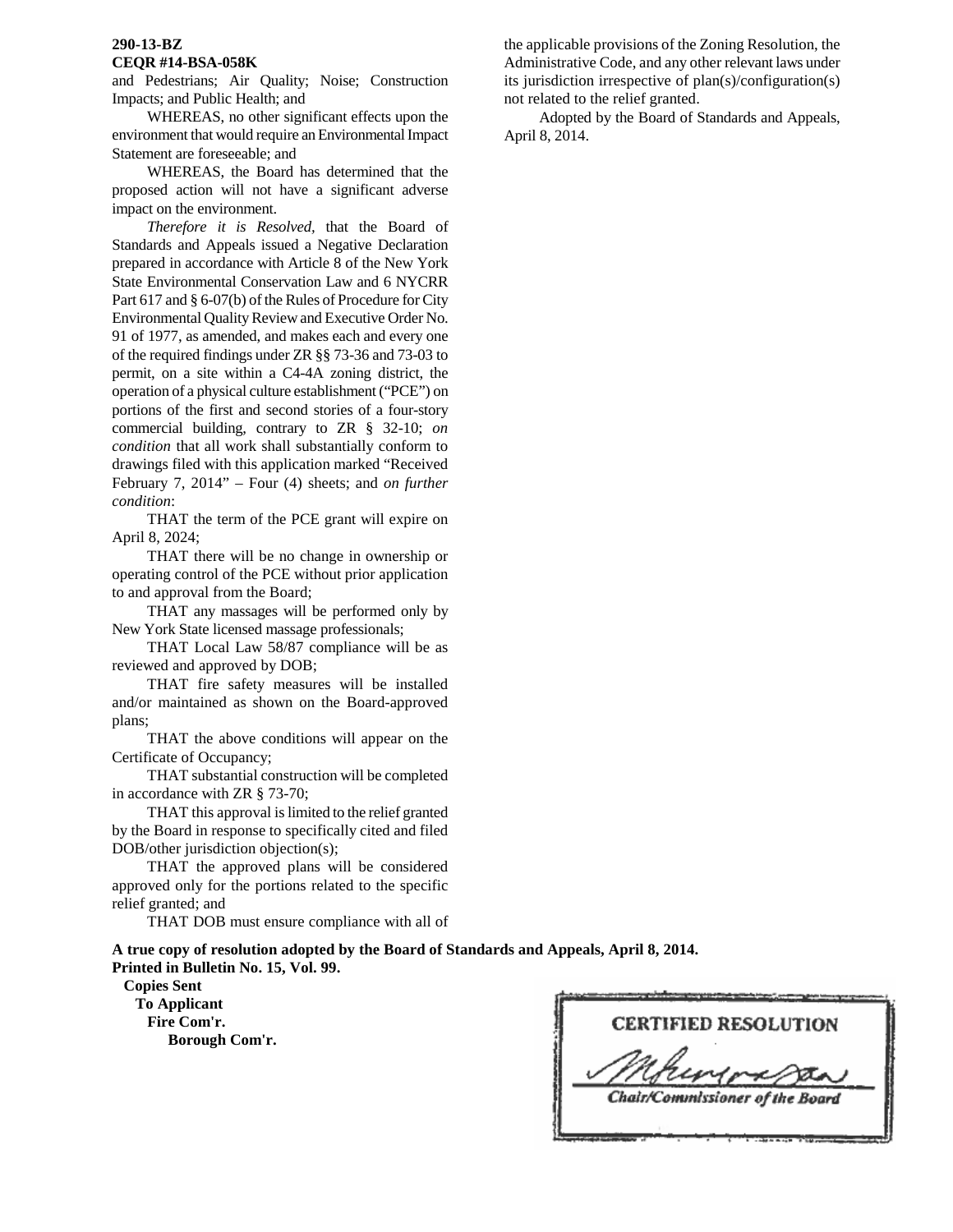**290-13-BZ**
**CEQR #14-BSA-058K**

and Pedestrians; Air Quality; Noise; Construction Impacts; and Public Health; and

WHEREAS, no other significant effects upon the environment that would require an Environmental Impact Statement are foreseeable; and

WHEREAS, the Board has determined that the proposed action will not have a significant adverse impact on the environment.

*Therefore it is Resolved*, that the Board of Standards and Appeals issued a Negative Declaration prepared in accordance with Article 8 of the New York State Environmental Conservation Law and 6 NYCRR Part 617 and § 6-07(b) of the Rules of Procedure for City Environmental Quality Review and Executive Order No. 91 of 1977, as amended, and makes each and every one of the required findings under ZR §§ 73-36 and 73-03 to permit, on a site within a C4-4A zoning district, the operation of a physical culture establishment ("PCE") on portions of the first and second stories of a four-story commercial building, contrary to ZR § 32-10; *on condition* that all work shall substantially conform to drawings filed with this application marked "Received February 7, 2014" – Four (4) sheets; and *on further condition*:

THAT the term of the PCE grant will expire on April 8, 2024;

THAT there will be no change in ownership or operating control of the PCE without prior application to and approval from the Board;

THAT any massages will be performed only by New York State licensed massage professionals;

THAT Local Law 58/87 compliance will be as reviewed and approved by DOB;

THAT fire safety measures will be installed and/or maintained as shown on the Board-approved plans;

THAT the above conditions will appear on the Certificate of Occupancy;

THAT substantial construction will be completed in accordance with ZR § 73-70;

THAT this approval is limited to the relief granted by the Board in response to specifically cited and filed DOB/other jurisdiction objection(s);

THAT the approved plans will be considered approved only for the portions related to the specific relief granted; and

THAT DOB must ensure compliance with all of the applicable provisions of the Zoning Resolution, the Administrative Code, and any other relevant laws under its jurisdiction irrespective of plan(s)/configuration(s) not related to the relief granted.

Adopted by the Board of Standards and Appeals, April 8, 2014.

**A true copy of resolution adopted by the Board of Standards and Appeals, April 8, 2014.**
**Printed in Bulletin No. 15, Vol. 99.**

**Copies Sent**
**To Applicant**
**Fire Com'r.**
**Borough Com'r.**

CERTIFIED RESOLUTION

Chair/Commissioner of the Board